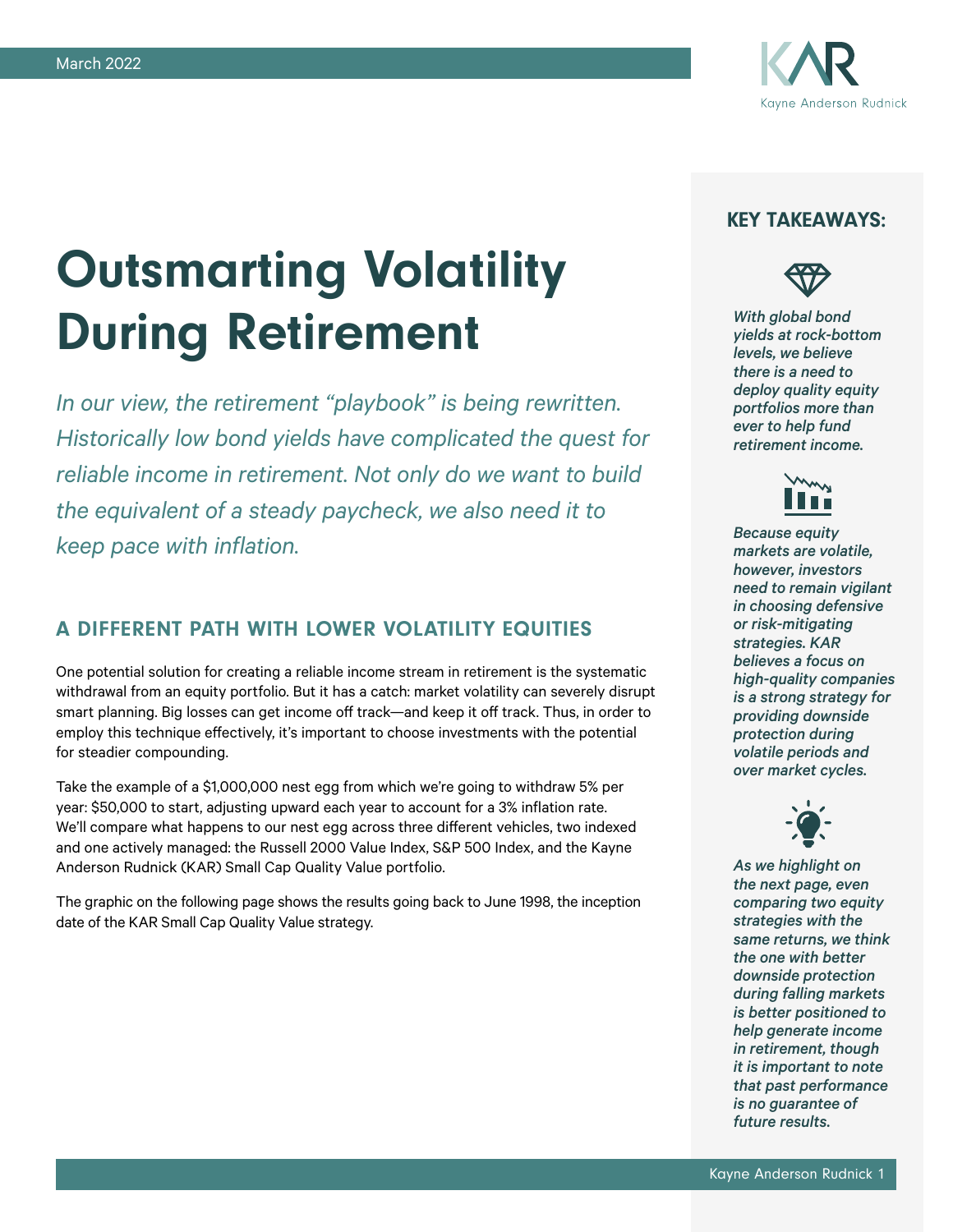March 2022

# Outsmarting Volatility During Retirement

*In our view, the retirement "playbook" is being rewritten. Historically low bond yields have complicated the quest for reliable income in retirement. Not only do we want to build the equivalent of a steady paycheck, we also need it to keep pace with inflation.*

## A DIFFERENT PATH WITH LOWER VOLATILITY EQUITIES

One potential solution for creating a reliable income stream in retirement is the systematic withdrawal from an equity portfolio. But it has a catch: market volatility can severely disrupt smart planning. Big losses can get income off track—and keep it off track. Thus, in order to employ this technique effectively, it's important to choose investments with the potential for steadier compounding.

Take the example of a $1,000,000 nest egg from which we're going to withdraw 5% per year: $50,000 to start, adjusting upward each year to account for a 3% inflation rate. We'll compare what happens to our nest egg across three different vehicles, two indexed and one actively managed: the Russell 2000 Value Index, S&P 500 Index, and the Kayne Anderson Rudnick (KAR) Small Cap Quality Value portfolio.

The graphic on the following page shows the results going back to June 1998, the inception date of the KAR Small Cap Quality Value strategy.

### KEY TAKEAWAYS:

*With global bond yields at rock-bottom levels, we believe there is a need to deploy quality equity portfolios more than ever to help fund retirement income.*

*Because equity markets are volatile, however, investors need to remain vigilant in choosing defensive or risk-mitigating strategies. KAR believes a focus on high-quality companies is a strong strategy for providing downside protection during volatile periods and over market cycles.*

*As we highlight on the next page, even comparing two equity strategies with the same returns, we think the one with better downside protection during falling markets is better positioned to help generate income in retirement, though it is important to note that past performance is no guarantee of future results.*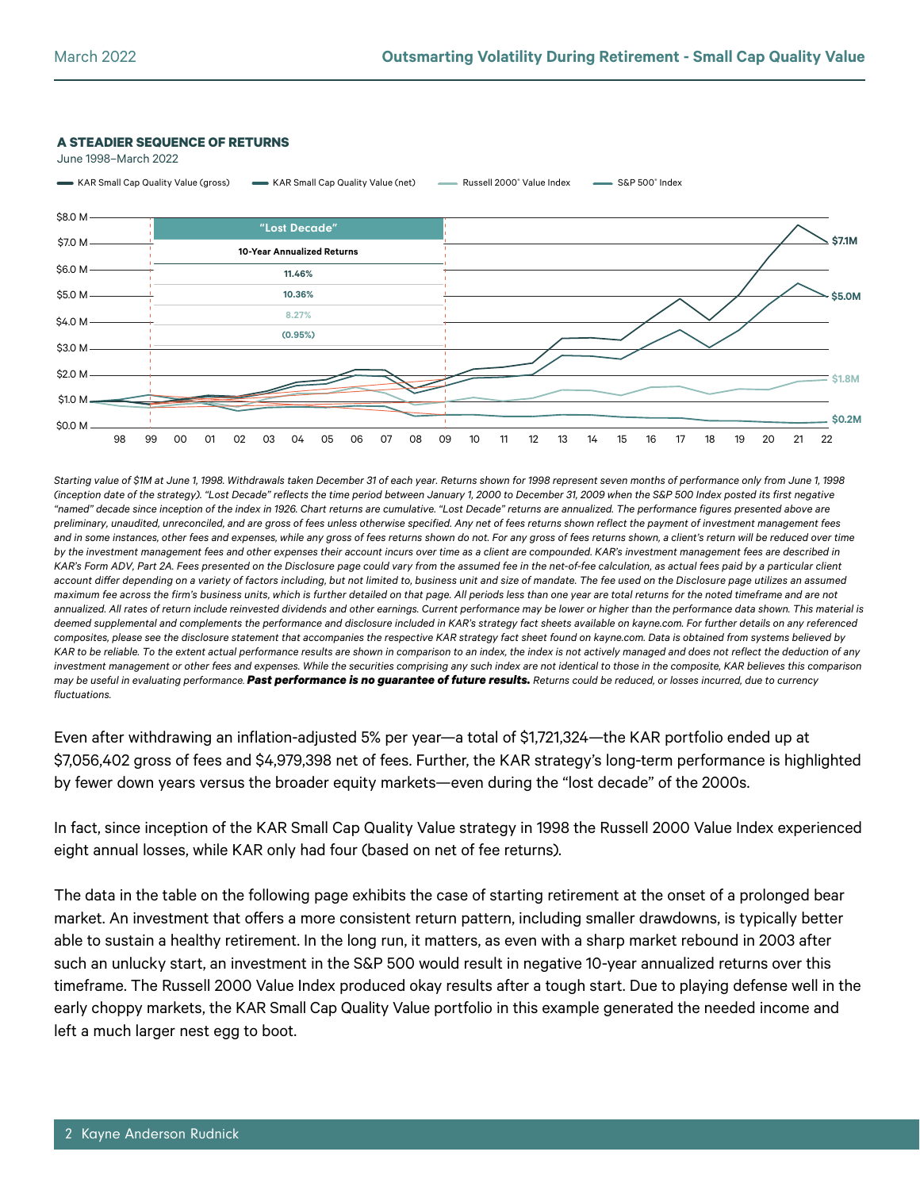### A STEADIER SEQUENCE OF RETURNS

June 1998–March 2022

KAR Small Cap Quality Value (gross) | KAR Small Cap Quality Value (net) | Russell 2000® Value Index | S&P 500® Index

"Lost Decade"

| 10-Year Annualized Returns |
|---|
| 11.46% |
| 10.36% |
| 8.27% |
| (0.95%) |

$7.1M | $5.0M | $1.8M | $0.2M

*Starting value of $1M at June 1, 1998. Withdrawals taken December 31 of each year. Returns shown for 1998 represent seven months of performance only from June 1, 1998 (inception date of the strategy). "Lost Decade" reflects the time period between January 1, 2000 to December 31, 2009 when the S&P 500 Index posted its first negative "named" decade since inception of the index in 1926. Chart returns are cumulative. "Lost Decade" returns are annualized. The performance figures presented above are preliminary, unaudited, unreconciled, and are gross of fees unless otherwise specified. Any net of fees returns shown reflect the payment of investment management fees and in some instances, other fees and expenses, while any gross of fees returns shown do not. For any gross of fees returns shown, a client's return will be reduced over time by the investment management fees and other expenses their account incurs over time as a client are compounded. KAR's investment management fees are described in KAR's Form ADV, Part 2A. Fees presented on the Disclosure page could vary from the assumed fee in the net-of-fee calculation, as actual fees paid by a particular client account differ depending on a variety of factors including, but not limited to, business unit and size of mandate. The fee used on the Disclosure page utilizes an assumed maximum fee across the firm's business units, which is further detailed on that page. All periods less than one year are total returns for the noted timeframe and are not annualized. All rates of return include reinvested dividends and other earnings. Current performance may be lower or higher than the performance data shown. This material is deemed supplemental and complements the performance and disclosure included in KAR's strategy fact sheets available on kayne.com. For further details on any referenced composites, please see the disclosure statement that accompanies the respective KAR strategy fact sheet found on kayne.com. Data is obtained from systems believed by KAR to be reliable. To the extent actual performance results are shown in comparison to an index, the index is not actively managed and does not reflect the deduction of any investment management or other fees and expenses. While the securities comprising any such index are not identical to those in the composite, KAR believes this comparison may be useful in evaluating performance.* ***Past performance is no guarantee of future results.*** *Returns could be reduced, or losses incurred, due to currency fluctuations.*

Even after withdrawing an inflation-adjusted 5% per year—a total of $1,721,324—the KAR portfolio ended up at $7,056,402 gross of fees and $4,979,398 net of fees. Further, the KAR strategy's long-term performance is highlighted by fewer down years versus the broader equity markets—even during the "lost decade" of the 2000s.

In fact, since inception of the KAR Small Cap Quality Value strategy in 1998 the Russell 2000 Value Index experienced eight annual losses, while KAR only had four (based on net of fee returns).

The data in the table on the following page exhibits the case of starting retirement at the onset of a prolonged bear market. An investment that offers a more consistent return pattern, including smaller drawdowns, is typically better able to sustain a healthy retirement. In the long run, it matters, as even with a sharp market rebound in 2003 after such an unlucky start, an investment in the S&P 500 would result in negative 10-year annualized returns over this timeframe. The Russell 2000 Value Index produced okay results after a tough start. Due to playing defense well in the early choppy markets, the KAR Small Cap Quality Value portfolio in this example generated the needed income and left a much larger nest egg to boot.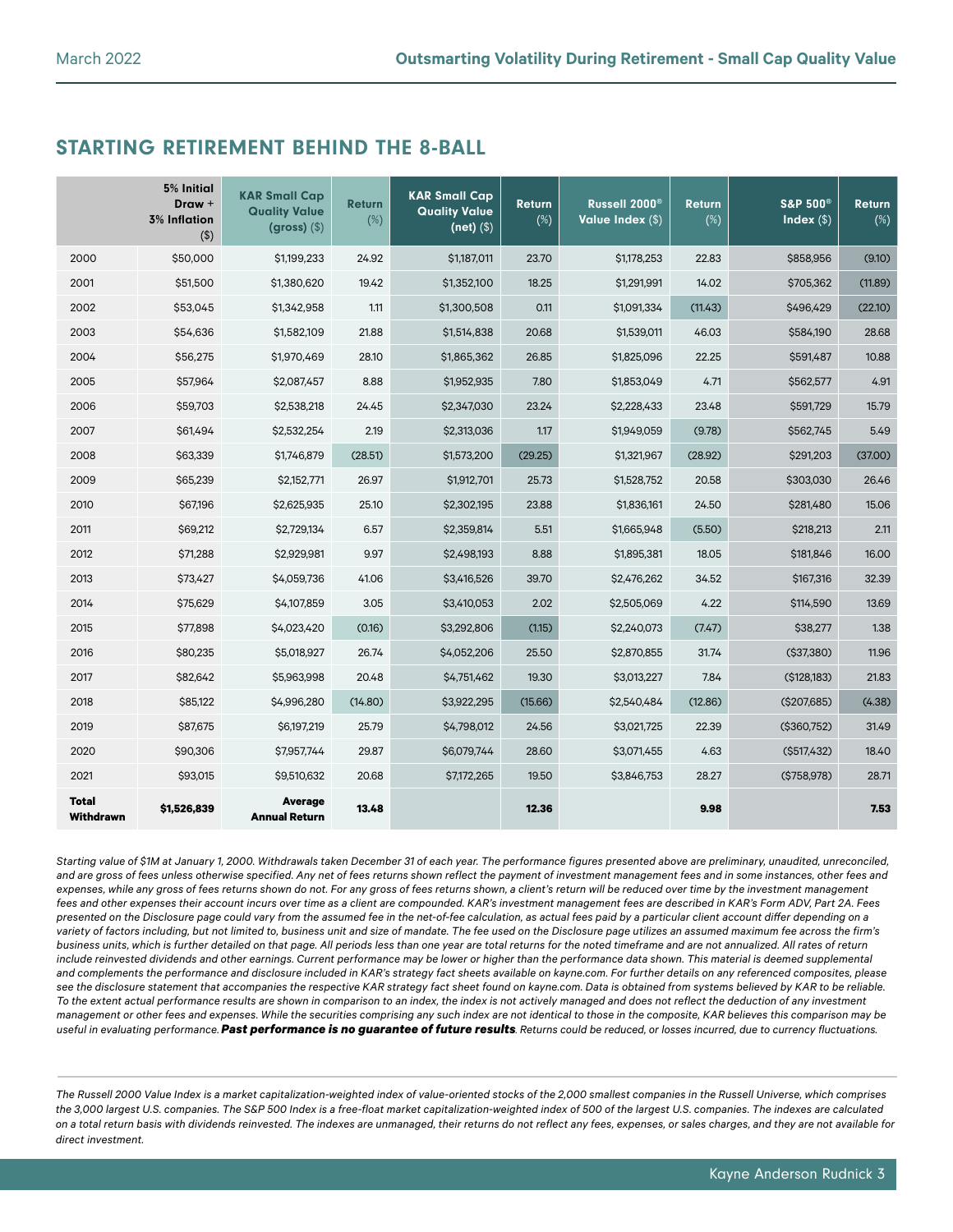## STARTING RETIREMENT BEHIND THE 8-BALL

| | 5% Initial Draw + 3% Inflation ($) | KAR Small Cap Quality Value (gross) ($) | Return (%) | KAR Small Cap Quality Value (net) ($) | Return (%) | Russell 2000® Value Index ($) | Return (%) | S&P 500® Index ($) | Return (%) |
|---|---|---|---|---|---|---|---|---|---|
| 2000 | $50,000 | $1,199,233 | 24.92 | $1,187,011 | 23.70 | $1,178,253 | 22.83 | $858,956 | (9.10) |
| 2001 | $51,500 | $1,380,620 | 19.42 | $1,352,100 | 18.25 | $1,291,991 | 14.02 | $705,362 | (11.89) |
| 2002 | $53,045 | $1,342,958 | 1.11 | $1,300,508 | 0.11 | $1,091,334 | (11.43) | $496,429 | (22.10) |
| 2003 | $54,636 | $1,582,109 | 21.88 | $1,514,838 | 20.68 | $1,539,011 | 46.03 | $584,190 | 28.68 |
| 2004 | $56,275 | $1,970,469 | 28.10 | $1,865,362 | 26.85 | $1,825,096 | 22.25 | $591,487 | 10.88 |
| 2005 | $57,964 | $2,087,457 | 8.88 | $1,952,935 | 7.80 | $1,853,049 | 4.71 | $562,577 | 4.91 |
| 2006 | $59,703 | $2,538,218 | 24.45 | $2,347,030 | 23.24 | $2,228,433 | 23.48 | $591,729 | 15.79 |
| 2007 | $61,494 | $2,532,254 | 2.19 | $2,313,036 | 1.17 | $1,949,059 | (9.78) | $562,745 | 5.49 |
| 2008 | $63,339 | $1,746,879 | (28.51) | $1,573,200 | (29.25) | $1,321,967 | (28.92) | $291,203 | (37.00) |
| 2009 | $65,239 | $2,152,771 | 26.97 | $1,912,701 | 25.73 | $1,528,752 | 20.58 | $303,030 | 26.46 |
| 2010 | $67,196 | $2,625,935 | 25.10 | $2,302,195 | 23.88 | $1,836,161 | 24.50 | $281,480 | 15.06 |
| 2011 | $69,212 | $2,729,134 | 6.57 | $2,359,814 | 5.51 | $1,665,948 | (5.50) | $218,213 | 2.11 |
| 2012 | $71,288 | $2,929,981 | 9.97 | $2,498,193 | 8.88 | $1,895,381 | 18.05 | $181,846 | 16.00 |
| 2013 | $73,427 | $4,059,736 | 41.06 | $3,416,526 | 39.70 | $2,476,262 | 34.52 | $167,316 | 32.39 |
| 2014 | $75,629 | $4,107,859 | 3.05 | $3,410,053 | 2.02 | $2,505,069 | 4.22 | $114,590 | 13.69 |
| 2015 | $77,898 | $4,023,420 | (0.16) | $3,292,806 | (1.15) | $2,240,073 | (7.47) | $38,277 | 1.38 |
| 2016 | $80,235 | $5,018,927 | 26.74 | $4,052,206 | 25.50 | $2,870,855 | 31.74 | ($37,380) | 11.96 |
| 2017 | $82,642 | $5,963,998 | 20.48 | $4,751,462 | 19.30 | $3,013,227 | 7.84 | ($128,183) | 21.83 |
| 2018 | $85,122 | $4,996,280 | (14.80) | $3,922,295 | (15.66) | $2,540,484 | (12.86) | ($207,685) | (4.38) |
| 2019 | $87,675 | $6,197,219 | 25.79 | $4,798,012 | 24.56 | $3,021,725 | 22.39 | ($360,752) | 31.49 |
| 2020 | $90,306 | $7,957,744 | 29.87 | $6,079,744 | 28.60 | $3,071,455 | 4.63 | ($517,432) | 18.40 |
| 2021 | $93,015 | $9,510,632 | 20.68 | $7,172,265 | 19.50 | $3,846,753 | 28.27 | ($758,978) | 28.71 |
| **Total Withdrawn** | **$1,526,839** | **Average Annual Return** | **13.48** | | **12.36** | | **9.98** | | **7.53** |

*Starting value of $1M at January 1, 2000. Withdrawals taken December 31 of each year. The performance figures presented above are preliminary, unaudited, unreconciled, and are gross of fees unless otherwise specified. Any net of fees returns shown reflect the payment of investment management fees and in some instances, other fees and expenses, while any gross of fees returns shown do not. For any gross of fees returns shown, a client's return will be reduced over time by the investment management fees and other expenses their account incurs over time as a client are compounded. KAR's investment management fees are described in KAR's Form ADV, Part 2A. Fees presented on the Disclosure page could vary from the assumed fee in the net-of-fee calculation, as actual fees paid by a particular client account differ depending on a variety of factors including, but not limited to, business unit and size of mandate. The fee used on the Disclosure page utilizes an assumed maximum fee across the firm's business units, which is further detailed on that page. All periods less than one year are total returns for the noted timeframe and are not annualized. All rates of return include reinvested dividends and other earnings. Current performance may be lower or higher than the performance data shown. This material is deemed supplemental and complements the performance and disclosure included in KAR's strategy fact sheets available on kayne.com. For further details on any referenced composites, please see the disclosure statement that accompanies the respective KAR strategy fact sheet found on kayne.com. Data is obtained from systems believed by KAR to be reliable. To the extent actual performance results are shown in comparison to an index, the index is not actively managed and does not reflect the deduction of any investment management or other fees and expenses. While the securities comprising any such index are not identical to those in the composite, KAR believes this comparison may be useful in evaluating performance.* ***Past performance is no guarantee of future results****. Returns could be reduced, or losses incurred, due to currency fluctuations.*

*The Russell 2000 Value Index is a market capitalization-weighted index of value-oriented stocks of the 2,000 smallest companies in the Russell Universe, which comprises the 3,000 largest U.S. companies. The S&P 500 Index is a free-float market capitalization-weighted index of 500 of the largest U.S. companies. The indexes are calculated on a total return basis with dividends reinvested. The indexes are unmanaged, their returns do not reflect any fees, expenses, or sales charges, and they are not available for direct investment.*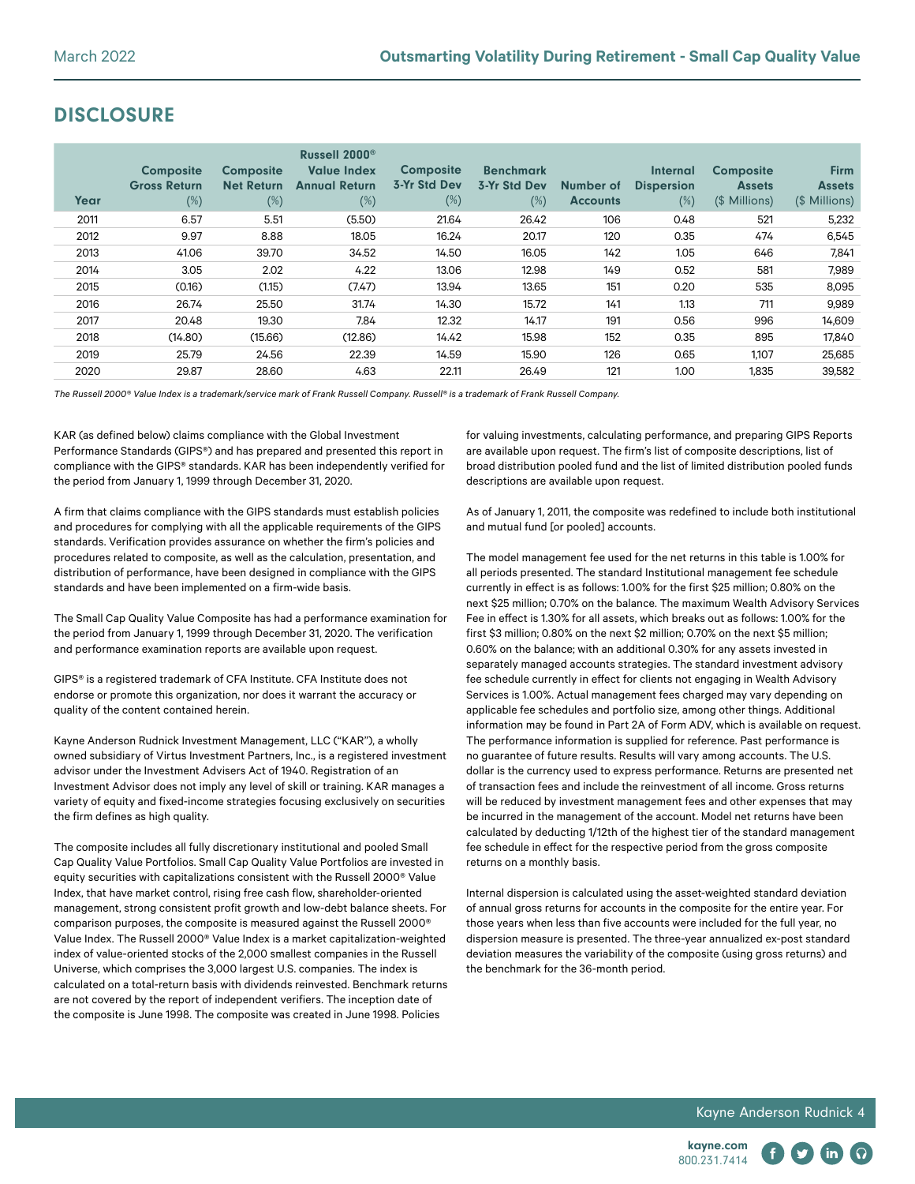## DISCLOSURE

| Year | Composite Gross Return (%) | Composite Net Return (%) | Russell 2000® Value Index Annual Return (%) | Composite 3-Yr Std Dev (%) | Benchmark 3-Yr Std Dev (%) | Number of Accounts | Internal Dispersion (%) | Composite Assets ($ Millions) | Firm Assets ($ Millions) |
|---|---|---|---|---|---|---|---|---|---|
| 2011 | 6.57 | 5.51 | (5.50) | 21.64 | 26.42 | 106 | 0.48 | 521 | 5,232 |
| 2012 | 9.97 | 8.88 | 18.05 | 16.24 | 20.17 | 120 | 0.35 | 474 | 6,545 |
| 2013 | 41.06 | 39.70 | 34.52 | 14.50 | 16.05 | 142 | 1.05 | 646 | 7,841 |
| 2014 | 3.05 | 2.02 | 4.22 | 13.06 | 12.98 | 149 | 0.52 | 581 | 7,989 |
| 2015 | (0.16) | (1.15) | (7.47) | 13.94 | 13.65 | 151 | 0.20 | 535 | 8,095 |
| 2016 | 26.74 | 25.50 | 31.74 | 14.30 | 15.72 | 141 | 1.13 | 711 | 9,989 |
| 2017 | 20.48 | 19.30 | 7.84 | 12.32 | 14.17 | 191 | 0.56 | 996 | 14,609 |
| 2018 | (14.80) | (15.66) | (12.86) | 14.42 | 15.98 | 152 | 0.35 | 895 | 17,840 |
| 2019 | 25.79 | 24.56 | 22.39 | 14.59 | 15.90 | 126 | 0.65 | 1,107 | 25,685 |
| 2020 | 29.87 | 28.60 | 4.63 | 22.11 | 26.49 | 121 | 1.00 | 1,835 | 39,582 |

*The Russell 2000® Value Index is a trademark/service mark of Frank Russell Company. Russell® is a trademark of Frank Russell Company.*

KAR (as defined below) claims compliance with the Global Investment Performance Standards (GIPS®) and has prepared and presented this report in compliance with the GIPS® standards. KAR has been independently verified for the period from January 1, 1999 through December 31, 2020.

A firm that claims compliance with the GIPS standards must establish policies and procedures for complying with all the applicable requirements of the GIPS standards. Verification provides assurance on whether the firm's policies and procedures related to composite, as well as the calculation, presentation, and distribution of performance, have been designed in compliance with the GIPS standards and have been implemented on a firm-wide basis.

The Small Cap Quality Value Composite has had a performance examination for the period from January 1, 1999 through December 31, 2020. The verification and performance examination reports are available upon request.

GIPS® is a registered trademark of CFA Institute. CFA Institute does not endorse or promote this organization, nor does it warrant the accuracy or quality of the content contained herein.

Kayne Anderson Rudnick Investment Management, LLC ("KAR"), a wholly owned subsidiary of Virtus Investment Partners, Inc., is a registered investment advisor under the Investment Advisers Act of 1940. Registration of an Investment Advisor does not imply any level of skill or training. KAR manages a variety of equity and fixed-income strategies focusing exclusively on securities the firm defines as high quality.

The composite includes all fully discretionary institutional and pooled Small Cap Quality Value Portfolios. Small Cap Quality Value Portfolios are invested in equity securities with capitalizations consistent with the Russell 2000® Value Index, that have market control, rising free cash flow, shareholder-oriented management, strong consistent profit growth and low-debt balance sheets. For comparison purposes, the composite is measured against the Russell 2000® Value Index. The Russell 2000® Value Index is a market capitalization-weighted index of value-oriented stocks of the 2,000 smallest companies in the Russell Universe, which comprises the 3,000 largest U.S. companies. The index is calculated on a total-return basis with dividends reinvested. Benchmark returns are not covered by the report of independent verifiers. The inception date of the composite is June 1998. The composite was created in June 1998. Policies for valuing investments, calculating performance, and preparing GIPS Reports are available upon request. The firm's list of composite descriptions, list of broad distribution pooled fund and the list of limited distribution pooled funds descriptions are available upon request.

As of January 1, 2011, the composite was redefined to include both institutional and mutual fund [or pooled] accounts.

The model management fee used for the net returns in this table is 1.00% for all periods presented. The standard Institutional management fee schedule currently in effect is as follows: 1.00% for the first $25 million; 0.80% on the next $25 million; 0.70% on the balance. The maximum Wealth Advisory Services Fee in effect is 1.30% for all assets, which breaks out as follows: 1.00% for the first $3 million; 0.80% on the next $2 million; 0.70% on the next $5 million; 0.60% on the balance; with an additional 0.30% for any assets invested in separately managed accounts strategies. The standard investment advisory fee schedule currently in effect for clients not engaging in Wealth Advisory Services is 1.00%. Actual management fees charged may vary depending on applicable fee schedules and portfolio size, among other things. Additional information may be found in Part 2A of Form ADV, which is available on request. The performance information is supplied for reference. Past performance is no guarantee of future results. Results will vary among accounts. The U.S. dollar is the currency used to express performance. Returns are presented net of transaction fees and include the reinvestment of all income. Gross returns will be reduced by investment management fees and other expenses that may be incurred in the management of the account. Model net returns have been calculated by deducting 1/12th of the highest tier of the standard management fee schedule in effect for the respective period from the gross composite returns on a monthly basis.

Internal dispersion is calculated using the asset-weighted standard deviation of annual gross returns for accounts in the composite for the entire year. For those years when less than five accounts were included for the full year, no dispersion measure is presented. The three-year annualized ex-post standard deviation measures the variability of the composite (using gross returns) and the benchmark for the 36-month period.

kayne.com
800.231.7414